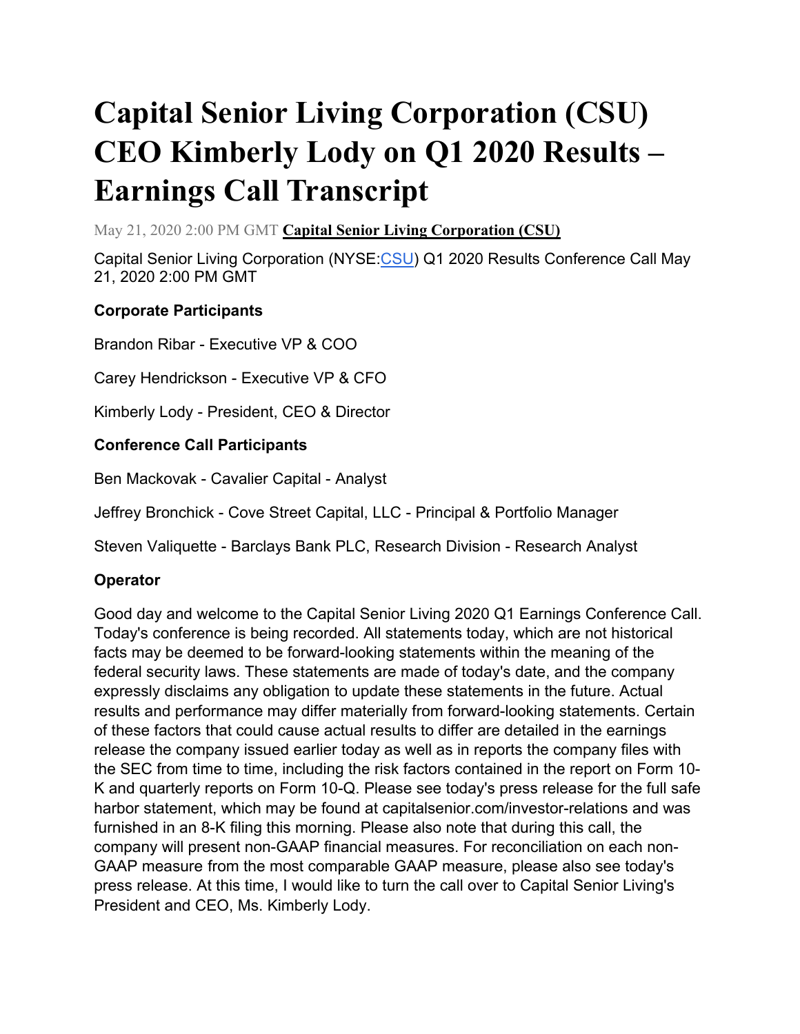# Capital Senior Living Corporation (CSU) CEO Kimberly Lody on Q1 2020 Results – Earnings Call Transcript

May 21, 2020 2:00 PM GMT **Capital Senior Living Corporation (CSU)**

Capital Senior Living Corporation (NYSE:CSU) Q1 2020 Results Conference Call May 21, 2020 2:00 PM GMT

**Corporate Participants**

Brandon Ribar - Executive VP & COO

Carey Hendrickson - Executive VP & CFO

Kimberly Lody - President, CEO & Director

**Conference Call Participants**

Ben Mackovak - Cavalier Capital - Analyst

Jeffrey Bronchick - Cove Street Capital, LLC - Principal & Portfolio Manager

Steven Valiquette - Barclays Bank PLC, Research Division - Research Analyst

**Operator**

Good day and welcome to the Capital Senior Living 2020 Q1 Earnings Conference Call. Today's conference is being recorded. All statements today, which are not historical facts may be deemed to be forward-looking statements within the meaning of the federal security laws. These statements are made of today's date, and the company expressly disclaims any obligation to update these statements in the future. Actual results and performance may differ materially from forward-looking statements. Certain of these factors that could cause actual results to differ are detailed in the earnings release the company issued earlier today as well as in reports the company files with the SEC from time to time, including the risk factors contained in the report on Form 10-K and quarterly reports on Form 10-Q. Please see today's press release for the full safe harbor statement, which may be found at capitalsenior.com/investor-relations and was furnished in an 8-K filing this morning. Please also note that during this call, the company will present non-GAAP financial measures. For reconciliation on each non-GAAP measure from the most comparable GAAP measure, please also see today's press release. At this time, I would like to turn the call over to Capital Senior Living's President and CEO, Ms. Kimberly Lody.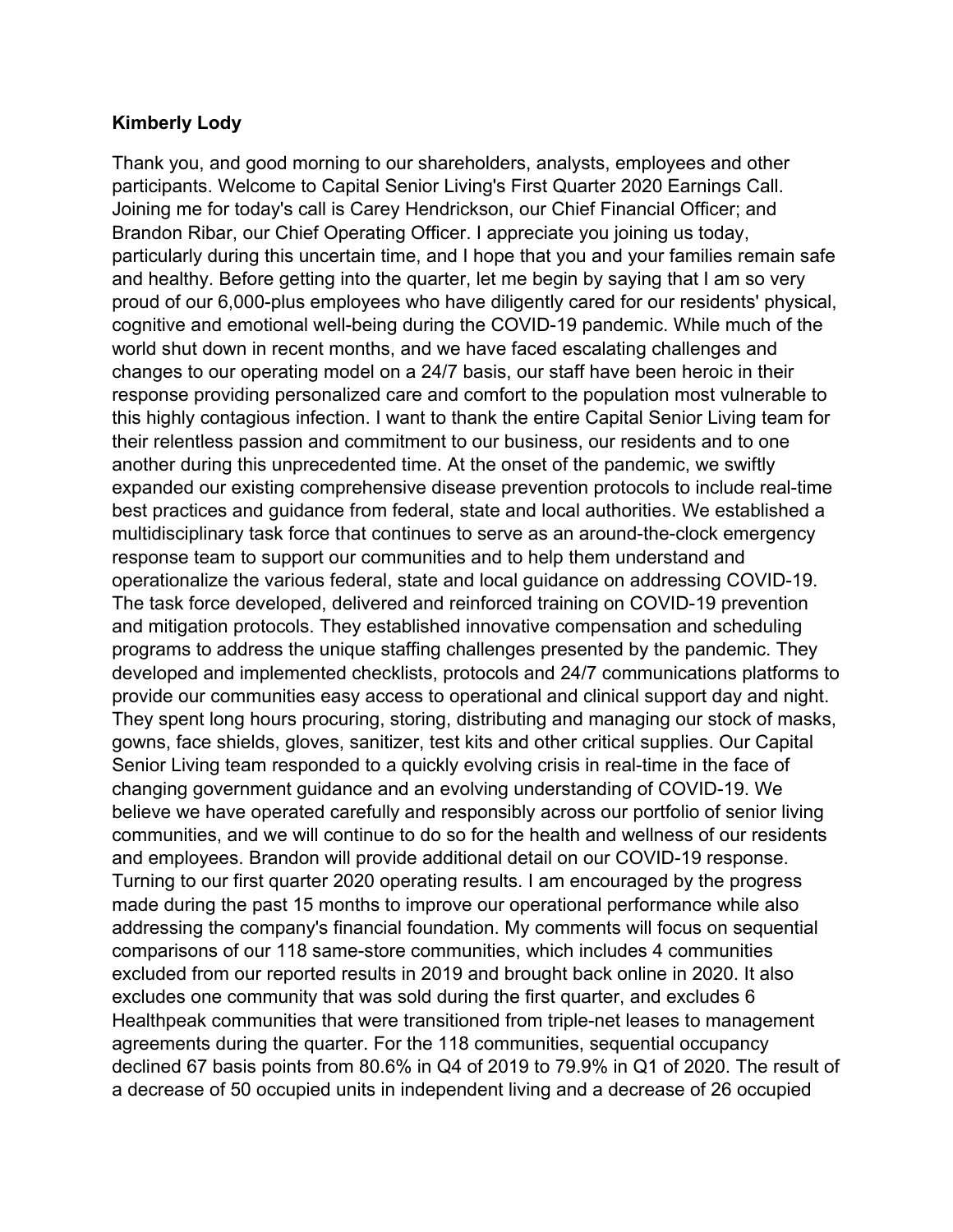**Kimberly Lody**

Thank you, and good morning to our shareholders, analysts, employees and other participants. Welcome to Capital Senior Living's First Quarter 2020 Earnings Call. Joining me for today's call is Carey Hendrickson, our Chief Financial Officer; and Brandon Ribar, our Chief Operating Officer. I appreciate you joining us today, particularly during this uncertain time, and I hope that you and your families remain safe and healthy. Before getting into the quarter, let me begin by saying that I am so very proud of our 6,000-plus employees who have diligently cared for our residents' physical, cognitive and emotional well-being during the COVID-19 pandemic. While much of the world shut down in recent months, and we have faced escalating challenges and changes to our operating model on a 24/7 basis, our staff have been heroic in their response providing personalized care and comfort to the population most vulnerable to this highly contagious infection. I want to thank the entire Capital Senior Living team for their relentless passion and commitment to our business, our residents and to one another during this unprecedented time. At the onset of the pandemic, we swiftly expanded our existing comprehensive disease prevention protocols to include real-time best practices and guidance from federal, state and local authorities. We established a multidisciplinary task force that continues to serve as an around-the-clock emergency response team to support our communities and to help them understand and operationalize the various federal, state and local guidance on addressing COVID-19. The task force developed, delivered and reinforced training on COVID-19 prevention and mitigation protocols. They established innovative compensation and scheduling programs to address the unique staffing challenges presented by the pandemic. They developed and implemented checklists, protocols and 24/7 communications platforms to provide our communities easy access to operational and clinical support day and night. They spent long hours procuring, storing, distributing and managing our stock of masks, gowns, face shields, gloves, sanitizer, test kits and other critical supplies. Our Capital Senior Living team responded to a quickly evolving crisis in real-time in the face of changing government guidance and an evolving understanding of COVID-19. We believe we have operated carefully and responsibly across our portfolio of senior living communities, and we will continue to do so for the health and wellness of our residents and employees. Brandon will provide additional detail on our COVID-19 response. Turning to our first quarter 2020 operating results. I am encouraged by the progress made during the past 15 months to improve our operational performance while also addressing the company's financial foundation. My comments will focus on sequential comparisons of our 118 same-store communities, which includes 4 communities excluded from our reported results in 2019 and brought back online in 2020. It also excludes one community that was sold during the first quarter, and excludes 6 Healthpeak communities that were transitioned from triple-net leases to management agreements during the quarter. For the 118 communities, sequential occupancy declined 67 basis points from 80.6% in Q4 of 2019 to 79.9% in Q1 of 2020. The result of a decrease of 50 occupied units in independent living and a decrease of 26 occupied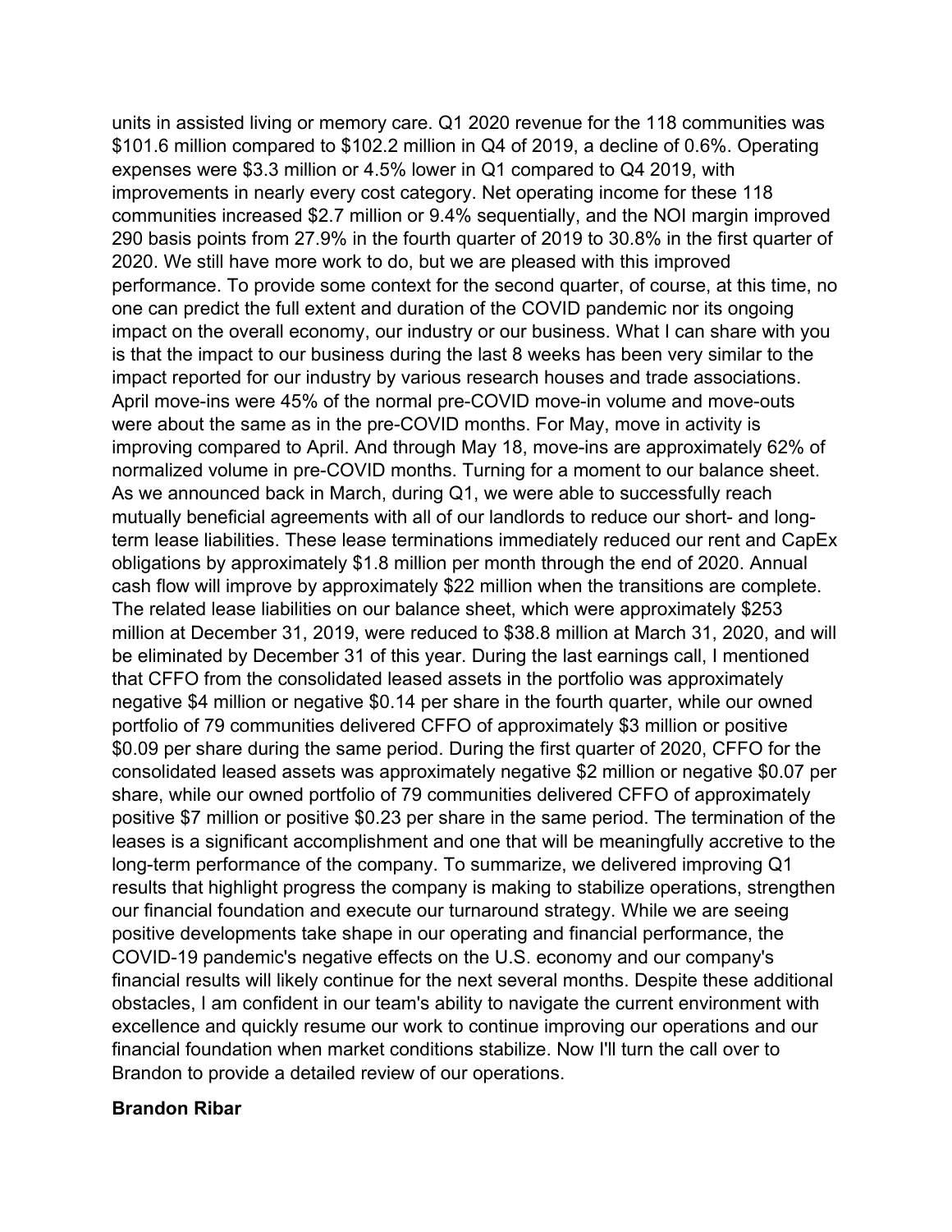units in assisted living or memory care. Q1 2020 revenue for the 118 communities was $101.6 million compared to $102.2 million in Q4 of 2019, a decline of 0.6%. Operating expenses were $3.3 million or 4.5% lower in Q1 compared to Q4 2019, with improvements in nearly every cost category. Net operating income for these 118 communities increased $2.7 million or 9.4% sequentially, and the NOI margin improved 290 basis points from 27.9% in the fourth quarter of 2019 to 30.8% in the first quarter of 2020. We still have more work to do, but we are pleased with this improved performance. To provide some context for the second quarter, of course, at this time, no one can predict the full extent and duration of the COVID pandemic nor its ongoing impact on the overall economy, our industry or our business. What I can share with you is that the impact to our business during the last 8 weeks has been very similar to the impact reported for our industry by various research houses and trade associations. April move-ins were 45% of the normal pre-COVID move-in volume and move-outs were about the same as in the pre-COVID months. For May, move in activity is improving compared to April. And through May 18, move-ins are approximately 62% of normalized volume in pre-COVID months. Turning for a moment to our balance sheet. As we announced back in March, during Q1, we were able to successfully reach mutually beneficial agreements with all of our landlords to reduce our short- and long-term lease liabilities. These lease terminations immediately reduced our rent and CapEx obligations by approximately $1.8 million per month through the end of 2020. Annual cash flow will improve by approximately $22 million when the transitions are complete. The related lease liabilities on our balance sheet, which were approximately $253 million at December 31, 2019, were reduced to $38.8 million at March 31, 2020, and will be eliminated by December 31 of this year. During the last earnings call, I mentioned that CFFO from the consolidated leased assets in the portfolio was approximately negative $4 million or negative $0.14 per share in the fourth quarter, while our owned portfolio of 79 communities delivered CFFO of approximately $3 million or positive $0.09 per share during the same period. During the first quarter of 2020, CFFO for the consolidated leased assets was approximately negative $2 million or negative $0.07 per share, while our owned portfolio of 79 communities delivered CFFO of approximately positive $7 million or positive $0.23 per share in the same period. The termination of the leases is a significant accomplishment and one that will be meaningfully accretive to the long-term performance of the company. To summarize, we delivered improving Q1 results that highlight progress the company is making to stabilize operations, strengthen our financial foundation and execute our turnaround strategy. While we are seeing positive developments take shape in our operating and financial performance, the COVID-19 pandemic's negative effects on the U.S. economy and our company's financial results will likely continue for the next several months. Despite these additional obstacles, I am confident in our team's ability to navigate the current environment with excellence and quickly resume our work to continue improving our operations and our financial foundation when market conditions stabilize. Now I'll turn the call over to Brandon to provide a detailed review of our operations.

**Brandon Ribar**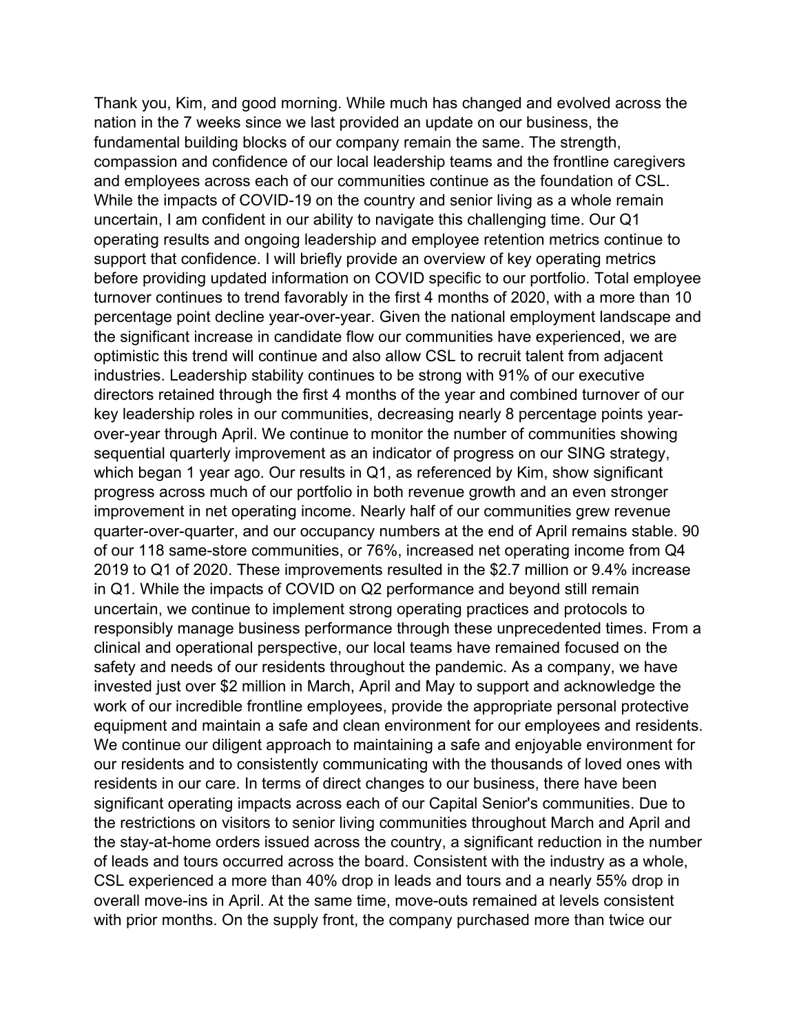Thank you, Kim, and good morning. While much has changed and evolved across the nation in the 7 weeks since we last provided an update on our business, the fundamental building blocks of our company remain the same. The strength, compassion and confidence of our local leadership teams and the frontline caregivers and employees across each of our communities continue as the foundation of CSL. While the impacts of COVID-19 on the country and senior living as a whole remain uncertain, I am confident in our ability to navigate this challenging time. Our Q1 operating results and ongoing leadership and employee retention metrics continue to support that confidence. I will briefly provide an overview of key operating metrics before providing updated information on COVID specific to our portfolio. Total employee turnover continues to trend favorably in the first 4 months of 2020, with a more than 10 percentage point decline year-over-year. Given the national employment landscape and the significant increase in candidate flow our communities have experienced, we are optimistic this trend will continue and also allow CSL to recruit talent from adjacent industries. Leadership stability continues to be strong with 91% of our executive directors retained through the first 4 months of the year and combined turnover of our key leadership roles in our communities, decreasing nearly 8 percentage points year-over-year through April. We continue to monitor the number of communities showing sequential quarterly improvement as an indicator of progress on our SING strategy, which began 1 year ago. Our results in Q1, as referenced by Kim, show significant progress across much of our portfolio in both revenue growth and an even stronger improvement in net operating income. Nearly half of our communities grew revenue quarter-over-quarter, and our occupancy numbers at the end of April remains stable. 90 of our 118 same-store communities, or 76%, increased net operating income from Q4 2019 to Q1 of 2020. These improvements resulted in the $2.7 million or 9.4% increase in Q1. While the impacts of COVID on Q2 performance and beyond still remain uncertain, we continue to implement strong operating practices and protocols to responsibly manage business performance through these unprecedented times. From a clinical and operational perspective, our local teams have remained focused on the safety and needs of our residents throughout the pandemic. As a company, we have invested just over $2 million in March, April and May to support and acknowledge the work of our incredible frontline employees, provide the appropriate personal protective equipment and maintain a safe and clean environment for our employees and residents. We continue our diligent approach to maintaining a safe and enjoyable environment for our residents and to consistently communicating with the thousands of loved ones with residents in our care. In terms of direct changes to our business, there have been significant operating impacts across each of our Capital Senior's communities. Due to the restrictions on visitors to senior living communities throughout March and April and the stay-at-home orders issued across the country, a significant reduction in the number of leads and tours occurred across the board. Consistent with the industry as a whole, CSL experienced a more than 40% drop in leads and tours and a nearly 55% drop in overall move-ins in April. At the same time, move-outs remained at levels consistent with prior months. On the supply front, the company purchased more than twice our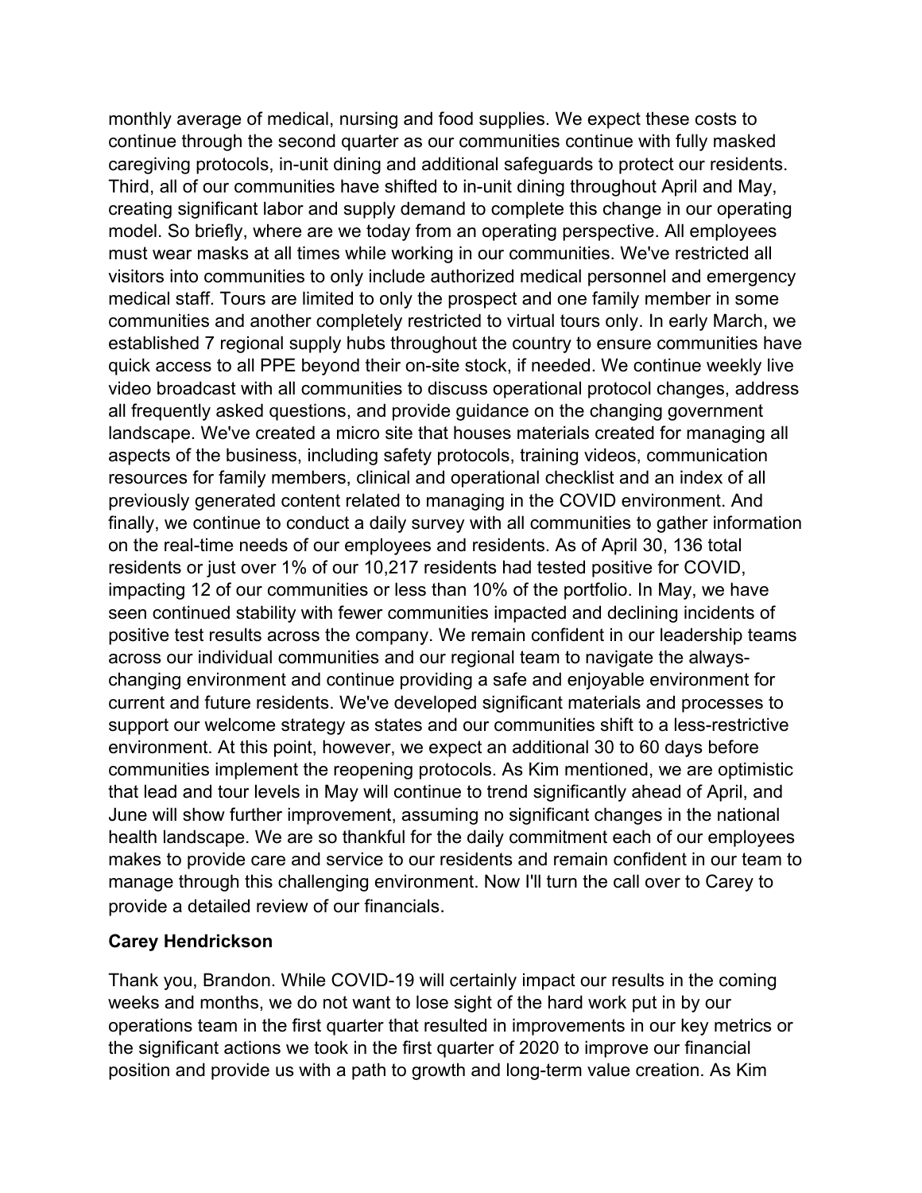monthly average of medical, nursing and food supplies. We expect these costs to continue through the second quarter as our communities continue with fully masked caregiving protocols, in-unit dining and additional safeguards to protect our residents. Third, all of our communities have shifted to in-unit dining throughout April and May, creating significant labor and supply demand to complete this change in our operating model. So briefly, where are we today from an operating perspective. All employees must wear masks at all times while working in our communities. We've restricted all visitors into communities to only include authorized medical personnel and emergency medical staff. Tours are limited to only the prospect and one family member in some communities and another completely restricted to virtual tours only. In early March, we established 7 regional supply hubs throughout the country to ensure communities have quick access to all PPE beyond their on-site stock, if needed. We continue weekly live video broadcast with all communities to discuss operational protocol changes, address all frequently asked questions, and provide guidance on the changing government landscape. We've created a micro site that houses materials created for managing all aspects of the business, including safety protocols, training videos, communication resources for family members, clinical and operational checklist and an index of all previously generated content related to managing in the COVID environment. And finally, we continue to conduct a daily survey with all communities to gather information on the real-time needs of our employees and residents. As of April 30, 136 total residents or just over 1% of our 10,217 residents had tested positive for COVID, impacting 12 of our communities or less than 10% of the portfolio. In May, we have seen continued stability with fewer communities impacted and declining incidents of positive test results across the company. We remain confident in our leadership teams across our individual communities and our regional team to navigate the always-changing environment and continue providing a safe and enjoyable environment for current and future residents. We've developed significant materials and processes to support our welcome strategy as states and our communities shift to a less-restrictive environment. At this point, however, we expect an additional 30 to 60 days before communities implement the reopening protocols. As Kim mentioned, we are optimistic that lead and tour levels in May will continue to trend significantly ahead of April, and June will show further improvement, assuming no significant changes in the national health landscape. We are so thankful for the daily commitment each of our employees makes to provide care and service to our residents and remain confident in our team to manage through this challenging environment. Now I'll turn the call over to Carey to provide a detailed review of our financials.

**Carey Hendrickson**

Thank you, Brandon. While COVID-19 will certainly impact our results in the coming weeks and months, we do not want to lose sight of the hard work put in by our operations team in the first quarter that resulted in improvements in our key metrics or the significant actions we took in the first quarter of 2020 to improve our financial position and provide us with a path to growth and long-term value creation. As Kim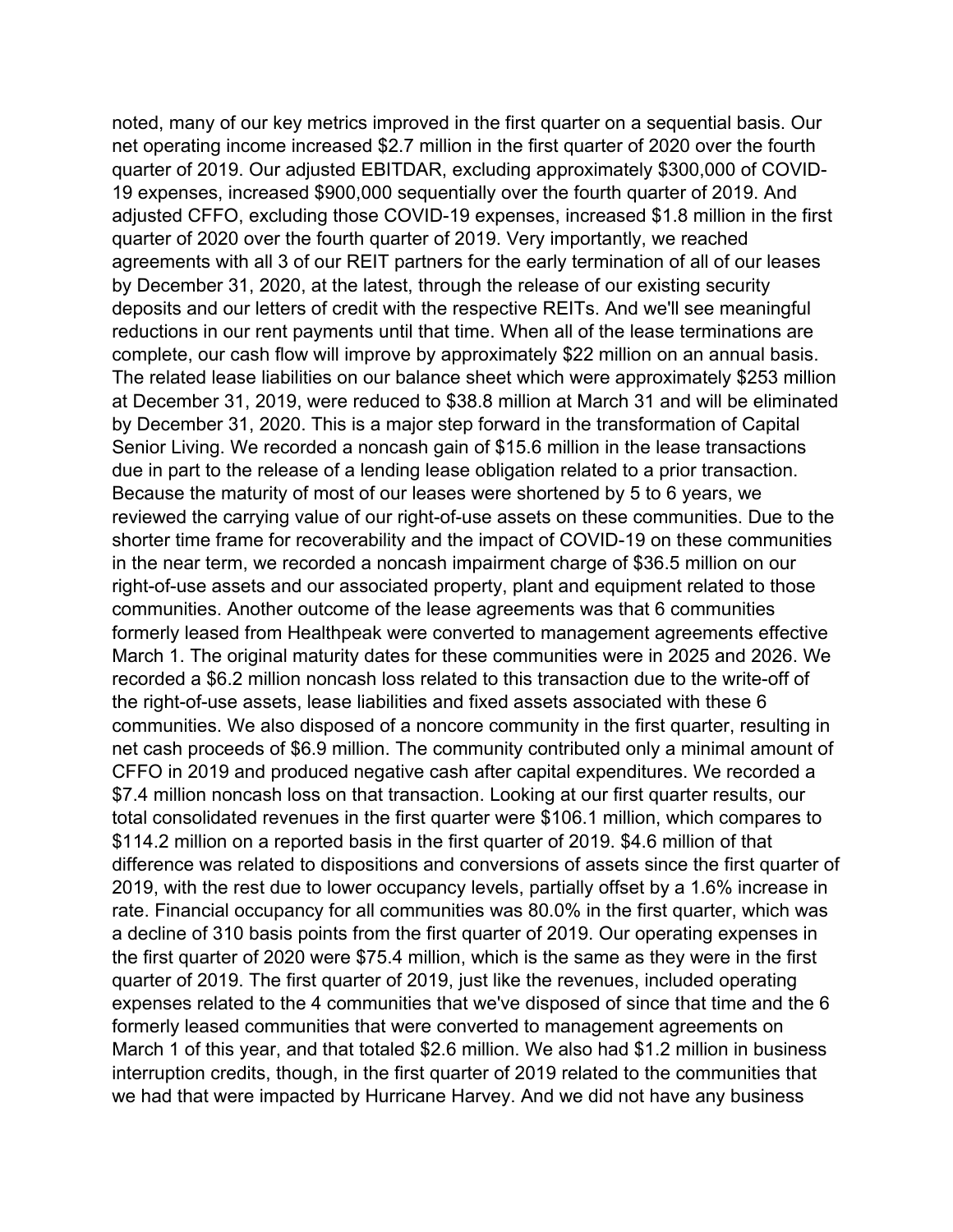noted, many of our key metrics improved in the first quarter on a sequential basis. Our net operating income increased $2.7 million in the first quarter of 2020 over the fourth quarter of 2019. Our adjusted EBITDAR, excluding approximately $300,000 of COVID-19 expenses, increased $900,000 sequentially over the fourth quarter of 2019. And adjusted CFFO, excluding those COVID-19 expenses, increased $1.8 million in the first quarter of 2020 over the fourth quarter of 2019. Very importantly, we reached agreements with all 3 of our REIT partners for the early termination of all of our leases by December 31, 2020, at the latest, through the release of our existing security deposits and our letters of credit with the respective REITs. And we'll see meaningful reductions in our rent payments until that time. When all of the lease terminations are complete, our cash flow will improve by approximately $22 million on an annual basis. The related lease liabilities on our balance sheet which were approximately $253 million at December 31, 2019, were reduced to $38.8 million at March 31 and will be eliminated by December 31, 2020. This is a major step forward in the transformation of Capital Senior Living. We recorded a noncash gain of $15.6 million in the lease transactions due in part to the release of a lending lease obligation related to a prior transaction. Because the maturity of most of our leases were shortened by 5 to 6 years, we reviewed the carrying value of our right-of-use assets on these communities. Due to the shorter time frame for recoverability and the impact of COVID-19 on these communities in the near term, we recorded a noncash impairment charge of $36.5 million on our right-of-use assets and our associated property, plant and equipment related to those communities. Another outcome of the lease agreements was that 6 communities formerly leased from Healthpeak were converted to management agreements effective March 1. The original maturity dates for these communities were in 2025 and 2026. We recorded a $6.2 million noncash loss related to this transaction due to the write-off of the right-of-use assets, lease liabilities and fixed assets associated with these 6 communities. We also disposed of a noncore community in the first quarter, resulting in net cash proceeds of $6.9 million. The community contributed only a minimal amount of CFFO in 2019 and produced negative cash after capital expenditures. We recorded a $7.4 million noncash loss on that transaction. Looking at our first quarter results, our total consolidated revenues in the first quarter were $106.1 million, which compares to $114.2 million on a reported basis in the first quarter of 2019. $4.6 million of that difference was related to dispositions and conversions of assets since the first quarter of 2019, with the rest due to lower occupancy levels, partially offset by a 1.6% increase in rate. Financial occupancy for all communities was 80.0% in the first quarter, which was a decline of 310 basis points from the first quarter of 2019. Our operating expenses in the first quarter of 2020 were $75.4 million, which is the same as they were in the first quarter of 2019. The first quarter of 2019, just like the revenues, included operating expenses related to the 4 communities that we've disposed of since that time and the 6 formerly leased communities that were converted to management agreements on March 1 of this year, and that totaled $2.6 million. We also had $1.2 million in business interruption credits, though, in the first quarter of 2019 related to the communities that we had that were impacted by Hurricane Harvey. And we did not have any business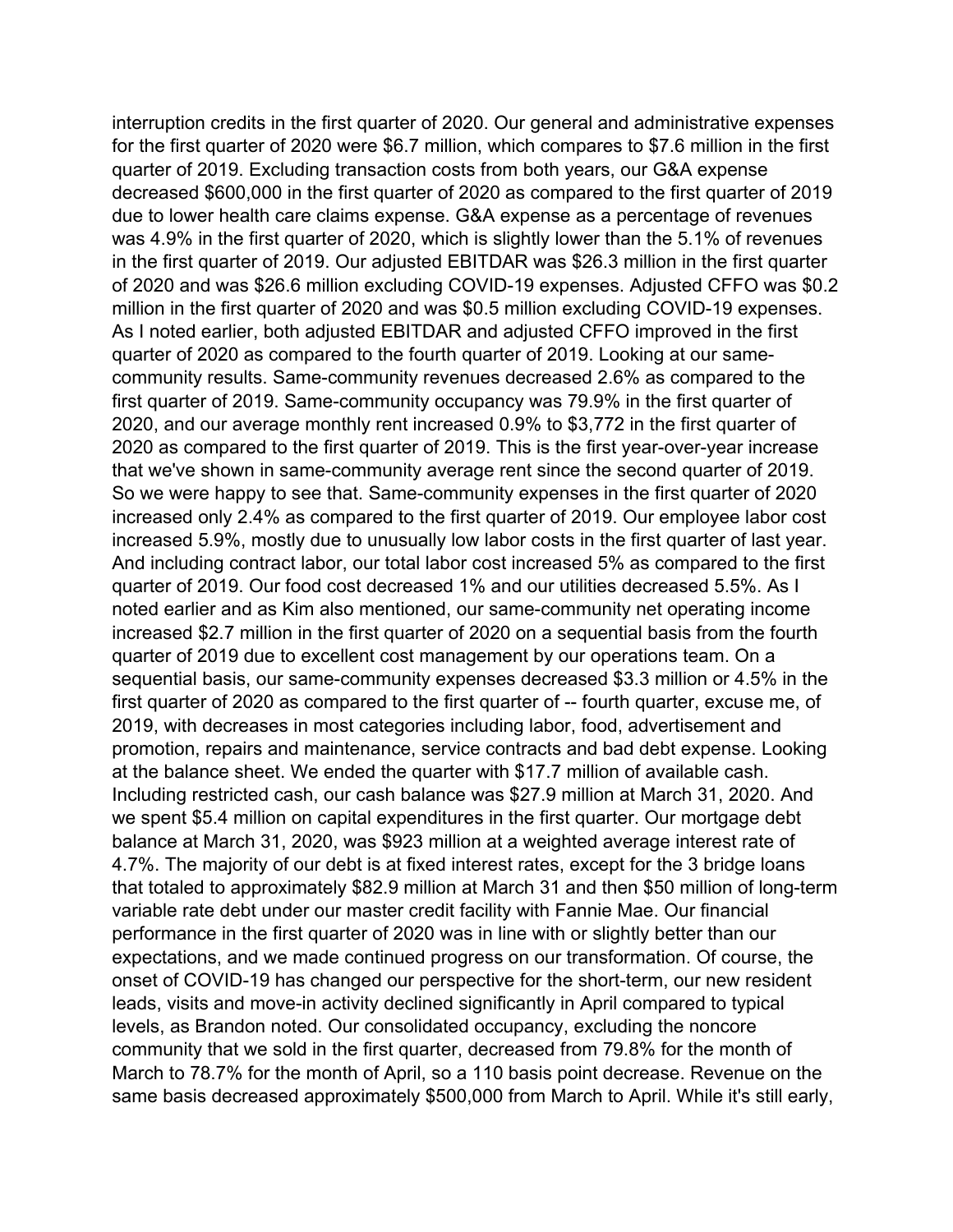interruption credits in the first quarter of 2020. Our general and administrative expenses for the first quarter of 2020 were $6.7 million, which compares to $7.6 million in the first quarter of 2019. Excluding transaction costs from both years, our G&A expense decreased $600,000 in the first quarter of 2020 as compared to the first quarter of 2019 due to lower health care claims expense. G&A expense as a percentage of revenues was 4.9% in the first quarter of 2020, which is slightly lower than the 5.1% of revenues in the first quarter of 2019. Our adjusted EBITDAR was $26.3 million in the first quarter of 2020 and was $26.6 million excluding COVID-19 expenses. Adjusted CFFO was $0.2 million in the first quarter of 2020 and was $0.5 million excluding COVID-19 expenses. As I noted earlier, both adjusted EBITDAR and adjusted CFFO improved in the first quarter of 2020 as compared to the fourth quarter of 2019. Looking at our same-community results. Same-community revenues decreased 2.6% as compared to the first quarter of 2019. Same-community occupancy was 79.9% in the first quarter of 2020, and our average monthly rent increased 0.9% to $3,772 in the first quarter of 2020 as compared to the first quarter of 2019. This is the first year-over-year increase that we've shown in same-community average rent since the second quarter of 2019. So we were happy to see that. Same-community expenses in the first quarter of 2020 increased only 2.4% as compared to the first quarter of 2019. Our employee labor cost increased 5.9%, mostly due to unusually low labor costs in the first quarter of last year. And including contract labor, our total labor cost increased 5% as compared to the first quarter of 2019. Our food cost decreased 1% and our utilities decreased 5.5%. As I noted earlier and as Kim also mentioned, our same-community net operating income increased $2.7 million in the first quarter of 2020 on a sequential basis from the fourth quarter of 2019 due to excellent cost management by our operations team. On a sequential basis, our same-community expenses decreased $3.3 million or 4.5% in the first quarter of 2020 as compared to the first quarter of -- fourth quarter, excuse me, of 2019, with decreases in most categories including labor, food, advertisement and promotion, repairs and maintenance, service contracts and bad debt expense. Looking at the balance sheet. We ended the quarter with $17.7 million of available cash. Including restricted cash, our cash balance was $27.9 million at March 31, 2020. And we spent $5.4 million on capital expenditures in the first quarter. Our mortgage debt balance at March 31, 2020, was $923 million at a weighted average interest rate of 4.7%. The majority of our debt is at fixed interest rates, except for the 3 bridge loans that totaled to approximately $82.9 million at March 31 and then $50 million of long-term variable rate debt under our master credit facility with Fannie Mae. Our financial performance in the first quarter of 2020 was in line with or slightly better than our expectations, and we made continued progress on our transformation. Of course, the onset of COVID-19 has changed our perspective for the short-term, our new resident leads, visits and move-in activity declined significantly in April compared to typical levels, as Brandon noted. Our consolidated occupancy, excluding the noncore community that we sold in the first quarter, decreased from 79.8% for the month of March to 78.7% for the month of April, so a 110 basis point decrease. Revenue on the same basis decreased approximately $500,000 from March to April. While it's still early,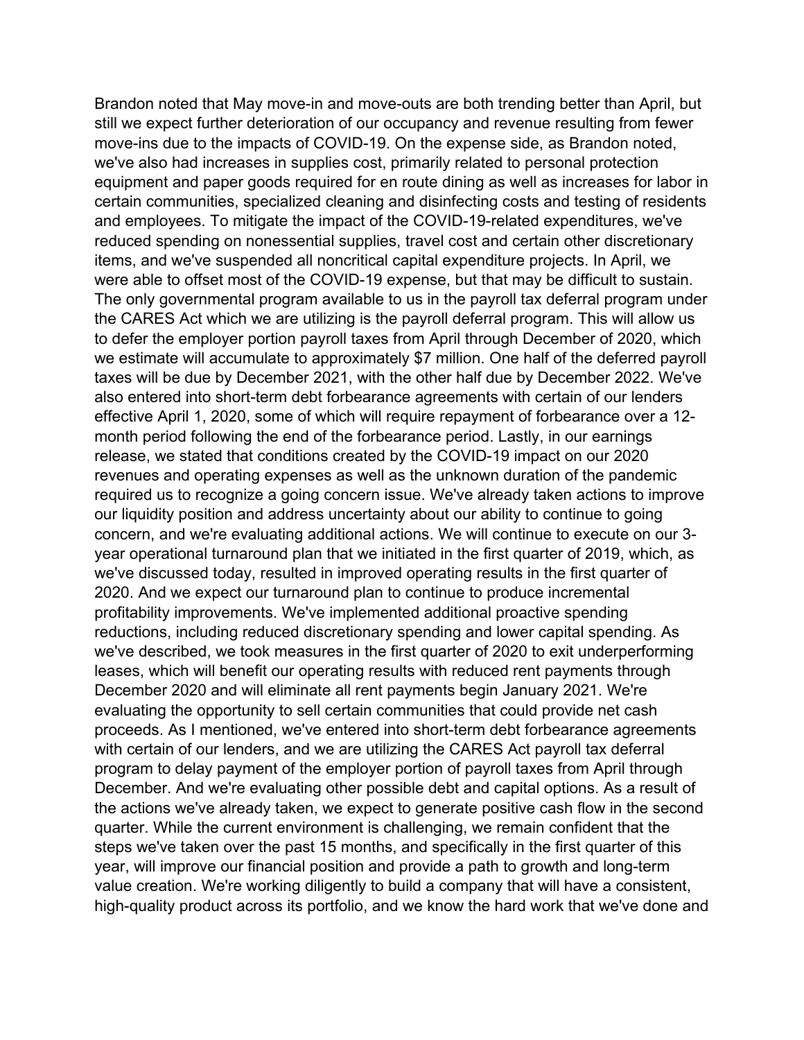Brandon noted that May move-in and move-outs are both trending better than April, but still we expect further deterioration of our occupancy and revenue resulting from fewer move-ins due to the impacts of COVID-19. On the expense side, as Brandon noted, we've also had increases in supplies cost, primarily related to personal protection equipment and paper goods required for en route dining as well as increases for labor in certain communities, specialized cleaning and disinfecting costs and testing of residents and employees. To mitigate the impact of the COVID-19-related expenditures, we've reduced spending on nonessential supplies, travel cost and certain other discretionary items, and we've suspended all noncritical capital expenditure projects. In April, we were able to offset most of the COVID-19 expense, but that may be difficult to sustain. The only governmental program available to us in the payroll tax deferral program under the CARES Act which we are utilizing is the payroll deferral program. This will allow us to defer the employer portion payroll taxes from April through December of 2020, which we estimate will accumulate to approximately $7 million. One half of the deferred payroll taxes will be due by December 2021, with the other half due by December 2022. We've also entered into short-term debt forbearance agreements with certain of our lenders effective April 1, 2020, some of which will require repayment of forbearance over a 12-month period following the end of the forbearance period. Lastly, in our earnings release, we stated that conditions created by the COVID-19 impact on our 2020 revenues and operating expenses as well as the unknown duration of the pandemic required us to recognize a going concern issue. We've already taken actions to improve our liquidity position and address uncertainty about our ability to continue to going concern, and we're evaluating additional actions. We will continue to execute on our 3-year operational turnaround plan that we initiated in the first quarter of 2019, which, as we've discussed today, resulted in improved operating results in the first quarter of 2020. And we expect our turnaround plan to continue to produce incremental profitability improvements. We've implemented additional proactive spending reductions, including reduced discretionary spending and lower capital spending. As we've described, we took measures in the first quarter of 2020 to exit underperforming leases, which will benefit our operating results with reduced rent payments through December 2020 and will eliminate all rent payments begin January 2021. We're evaluating the opportunity to sell certain communities that could provide net cash proceeds. As I mentioned, we've entered into short-term debt forbearance agreements with certain of our lenders, and we are utilizing the CARES Act payroll tax deferral program to delay payment of the employer portion of payroll taxes from April through December. And we're evaluating other possible debt and capital options. As a result of the actions we've already taken, we expect to generate positive cash flow in the second quarter. While the current environment is challenging, we remain confident that the steps we've taken over the past 15 months, and specifically in the first quarter of this year, will improve our financial position and provide a path to growth and long-term value creation. We're working diligently to build a company that will have a consistent, high-quality product across its portfolio, and we know the hard work that we've done and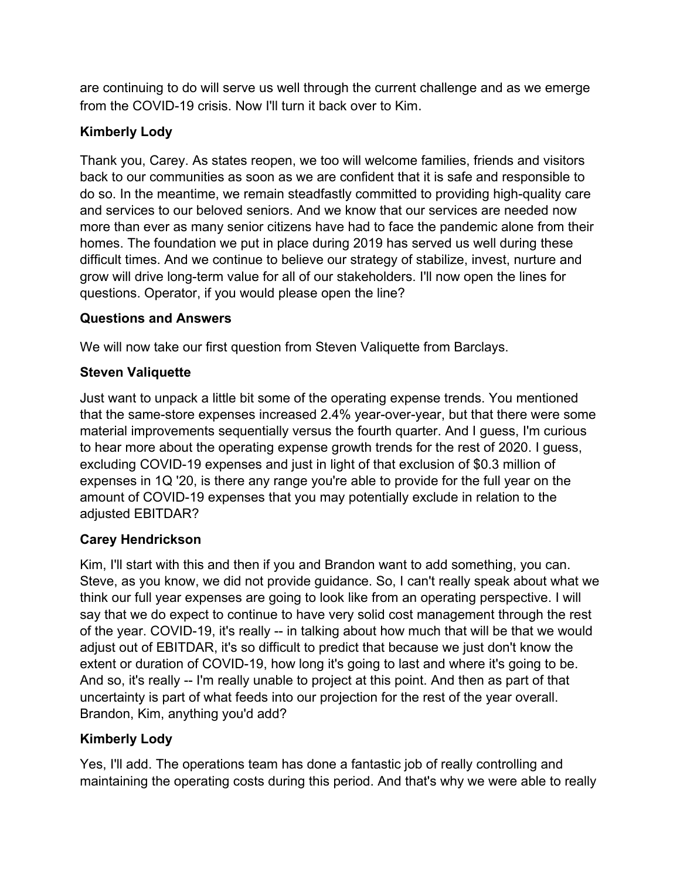are continuing to do will serve us well through the current challenge and as we emerge from the COVID-19 crisis. Now I'll turn it back over to Kim.

**Kimberly Lody**

Thank you, Carey. As states reopen, we too will welcome families, friends and visitors back to our communities as soon as we are confident that it is safe and responsible to do so. In the meantime, we remain steadfastly committed to providing high-quality care and services to our beloved seniors. And we know that our services are needed now more than ever as many senior citizens have had to face the pandemic alone from their homes. The foundation we put in place during 2019 has served us well during these difficult times. And we continue to believe our strategy of stabilize, invest, nurture and grow will drive long-term value for all of our stakeholders. I'll now open the lines for questions. Operator, if you would please open the line?

**Questions and Answers**

We will now take our first question from Steven Valiquette from Barclays.

**Steven Valiquette**

Just want to unpack a little bit some of the operating expense trends. You mentioned that the same-store expenses increased 2.4% year-over-year, but that there were some material improvements sequentially versus the fourth quarter. And I guess, I'm curious to hear more about the operating expense growth trends for the rest of 2020. I guess, excluding COVID-19 expenses and just in light of that exclusion of $0.3 million of expenses in 1Q '20, is there any range you're able to provide for the full year on the amount of COVID-19 expenses that you may potentially exclude in relation to the adjusted EBITDAR?

**Carey Hendrickson**

Kim, I'll start with this and then if you and Brandon want to add something, you can. Steve, as you know, we did not provide guidance. So, I can't really speak about what we think our full year expenses are going to look like from an operating perspective. I will say that we do expect to continue to have very solid cost management through the rest of the year. COVID-19, it's really -- in talking about how much that will be that we would adjust out of EBITDAR, it's so difficult to predict that because we just don't know the extent or duration of COVID-19, how long it's going to last and where it's going to be. And so, it's really -- I'm really unable to project at this point. And then as part of that uncertainty is part of what feeds into our projection for the rest of the year overall. Brandon, Kim, anything you'd add?

**Kimberly Lody**

Yes, I'll add. The operations team has done a fantastic job of really controlling and maintaining the operating costs during this period. And that's why we were able to really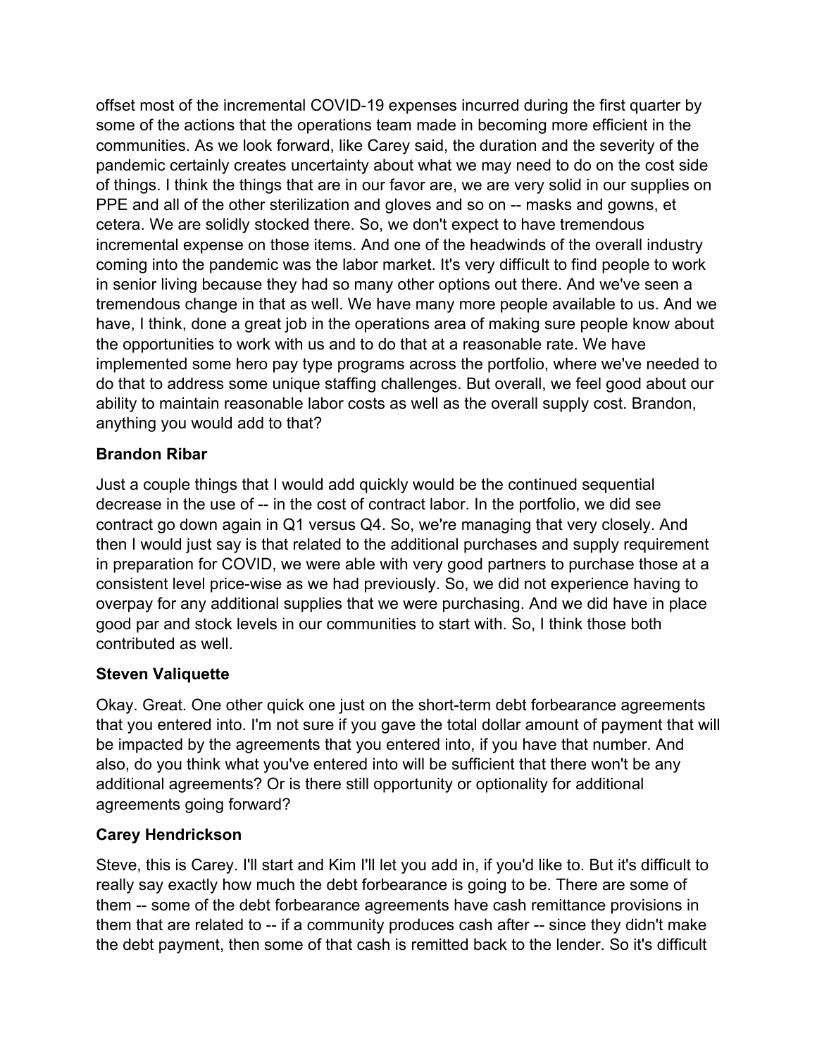offset most of the incremental COVID-19 expenses incurred during the first quarter by some of the actions that the operations team made in becoming more efficient in the communities. As we look forward, like Carey said, the duration and the severity of the pandemic certainly creates uncertainty about what we may need to do on the cost side of things. I think the things that are in our favor are, we are very solid in our supplies on PPE and all of the other sterilization and gloves and so on -- masks and gowns, et cetera. We are solidly stocked there. So, we don't expect to have tremendous incremental expense on those items. And one of the headwinds of the overall industry coming into the pandemic was the labor market. It's very difficult to find people to work in senior living because they had so many other options out there. And we've seen a tremendous change in that as well. We have many more people available to us. And we have, I think, done a great job in the operations area of making sure people know about the opportunities to work with us and to do that at a reasonable rate. We have implemented some hero pay type programs across the portfolio, where we've needed to do that to address some unique staffing challenges. But overall, we feel good about our ability to maintain reasonable labor costs as well as the overall supply cost. Brandon, anything you would add to that?

**Brandon Ribar**

Just a couple things that I would add quickly would be the continued sequential decrease in the use of -- in the cost of contract labor. In the portfolio, we did see contract go down again in Q1 versus Q4. So, we're managing that very closely. And then I would just say is that related to the additional purchases and supply requirement in preparation for COVID, we were able with very good partners to purchase those at a consistent level price-wise as we had previously. So, we did not experience having to overpay for any additional supplies that we were purchasing. And we did have in place good par and stock levels in our communities to start with. So, I think those both contributed as well.

**Steven Valiquette**

Okay. Great. One other quick one just on the short-term debt forbearance agreements that you entered into. I'm not sure if you gave the total dollar amount of payment that will be impacted by the agreements that you entered into, if you have that number. And also, do you think what you've entered into will be sufficient that there won't be any additional agreements? Or is there still opportunity or optionality for additional agreements going forward?

**Carey Hendrickson**

Steve, this is Carey. I'll start and Kim I'll let you add in, if you'd like to. But it's difficult to really say exactly how much the debt forbearance is going to be. There are some of them -- some of the debt forbearance agreements have cash remittance provisions in them that are related to -- if a community produces cash after -- since they didn't make the debt payment, then some of that cash is remitted back to the lender. So it's difficult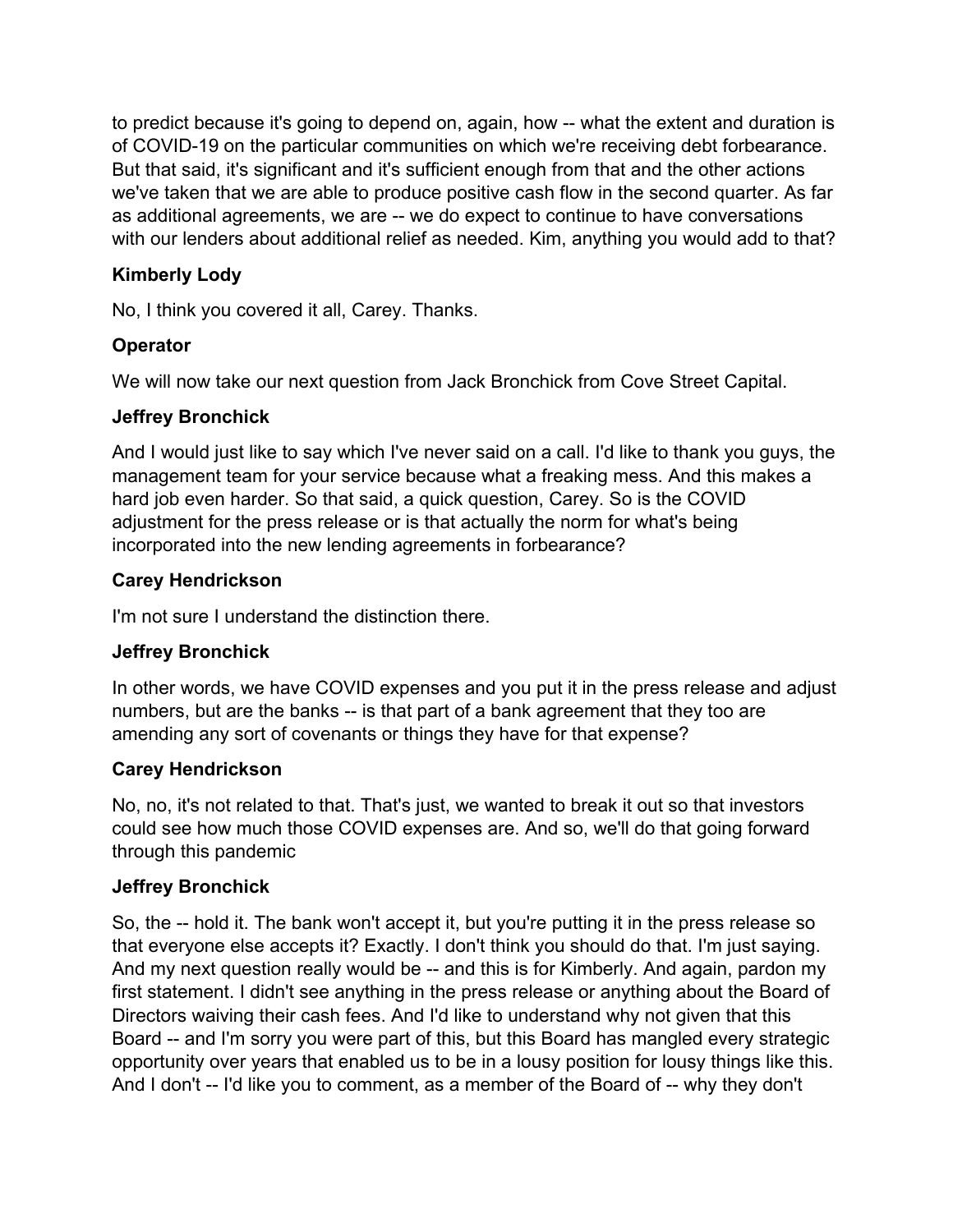to predict because it's going to depend on, again, how -- what the extent and duration is of COVID-19 on the particular communities on which we're receiving debt forbearance. But that said, it's significant and it's sufficient enough from that and the other actions we've taken that we are able to produce positive cash flow in the second quarter. As far as additional agreements, we are -- we do expect to continue to have conversations with our lenders about additional relief as needed. Kim, anything you would add to that?

**Kimberly Lody**

No, I think you covered it all, Carey. Thanks.

**Operator**

We will now take our next question from Jack Bronchick from Cove Street Capital.

**Jeffrey Bronchick**

And I would just like to say which I've never said on a call. I'd like to thank you guys, the management team for your service because what a freaking mess. And this makes a hard job even harder. So that said, a quick question, Carey. So is the COVID adjustment for the press release or is that actually the norm for what's being incorporated into the new lending agreements in forbearance?

**Carey Hendrickson**

I'm not sure I understand the distinction there.

**Jeffrey Bronchick**

In other words, we have COVID expenses and you put it in the press release and adjust numbers, but are the banks -- is that part of a bank agreement that they too are amending any sort of covenants or things they have for that expense?

**Carey Hendrickson**

No, no, it's not related to that. That's just, we wanted to break it out so that investors could see how much those COVID expenses are. And so, we'll do that going forward through this pandemic

**Jeffrey Bronchick**

So, the -- hold it. The bank won't accept it, but you're putting it in the press release so that everyone else accepts it? Exactly. I don't think you should do that. I'm just saying. And my next question really would be -- and this is for Kimberly. And again, pardon my first statement. I didn't see anything in the press release or anything about the Board of Directors waiving their cash fees. And I'd like to understand why not given that this Board -- and I'm sorry you were part of this, but this Board has mangled every strategic opportunity over years that enabled us to be in a lousy position for lousy things like this. And I don't -- I'd like you to comment, as a member of the Board of -- why they don't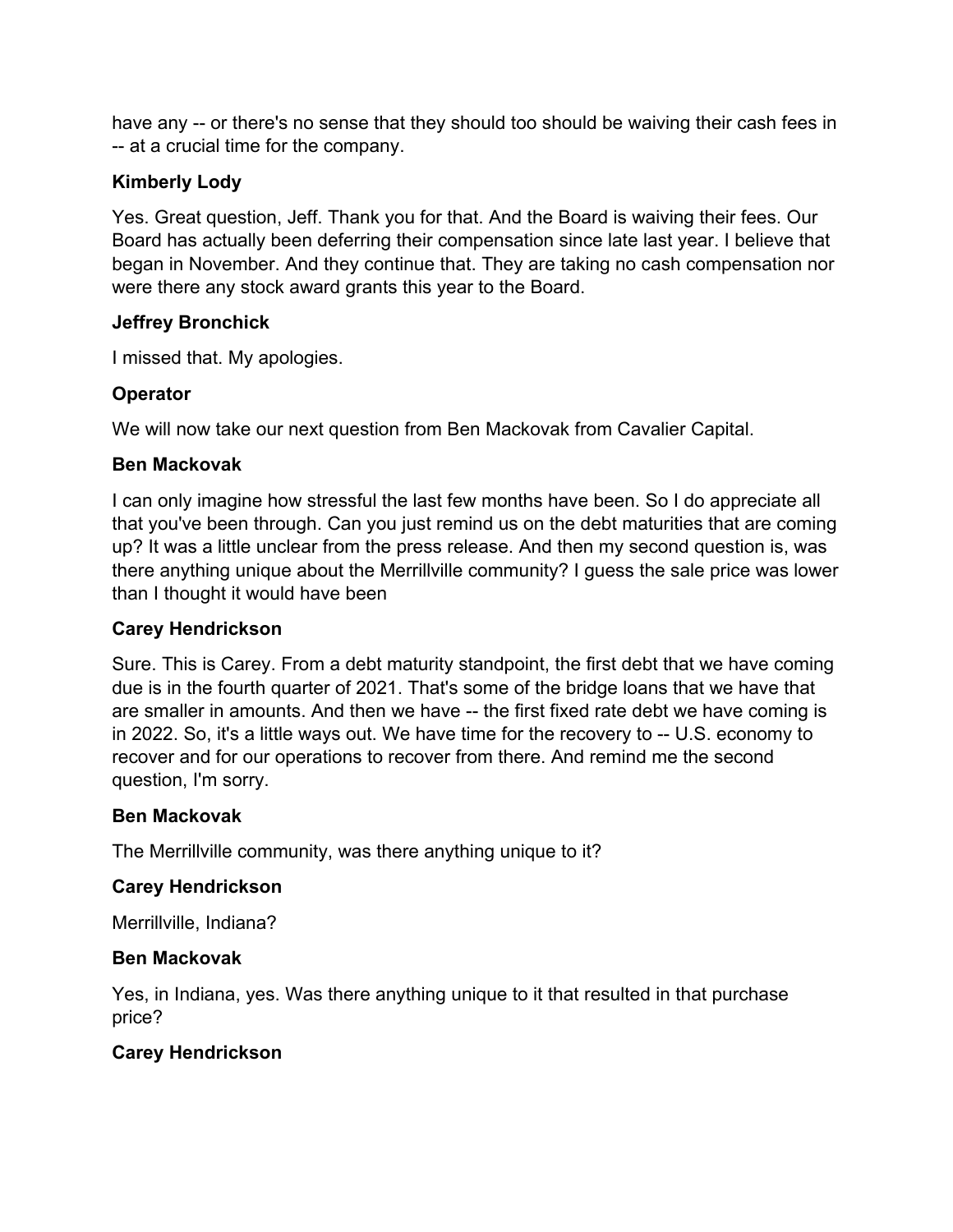have any -- or there's no sense that they should too should be waiving their cash fees in -- at a crucial time for the company.

**Kimberly Lody**

Yes. Great question, Jeff. Thank you for that. And the Board is waiving their fees. Our Board has actually been deferring their compensation since late last year. I believe that began in November. And they continue that. They are taking no cash compensation nor were there any stock award grants this year to the Board.

**Jeffrey Bronchick**

I missed that. My apologies.

**Operator**

We will now take our next question from Ben Mackovak from Cavalier Capital.

**Ben Mackovak**

I can only imagine how stressful the last few months have been. So I do appreciate all that you've been through. Can you just remind us on the debt maturities that are coming up? It was a little unclear from the press release. And then my second question is, was there anything unique about the Merrillville community? I guess the sale price was lower than I thought it would have been

**Carey Hendrickson**

Sure. This is Carey. From a debt maturity standpoint, the first debt that we have coming due is in the fourth quarter of 2021. That's some of the bridge loans that we have that are smaller in amounts. And then we have -- the first fixed rate debt we have coming is in 2022. So, it's a little ways out. We have time for the recovery to -- U.S. economy to recover and for our operations to recover from there. And remind me the second question, I'm sorry.

**Ben Mackovak**

The Merrillville community, was there anything unique to it?

**Carey Hendrickson**

Merrillville, Indiana?

**Ben Mackovak**

Yes, in Indiana, yes. Was there anything unique to it that resulted in that purchase price?

**Carey Hendrickson**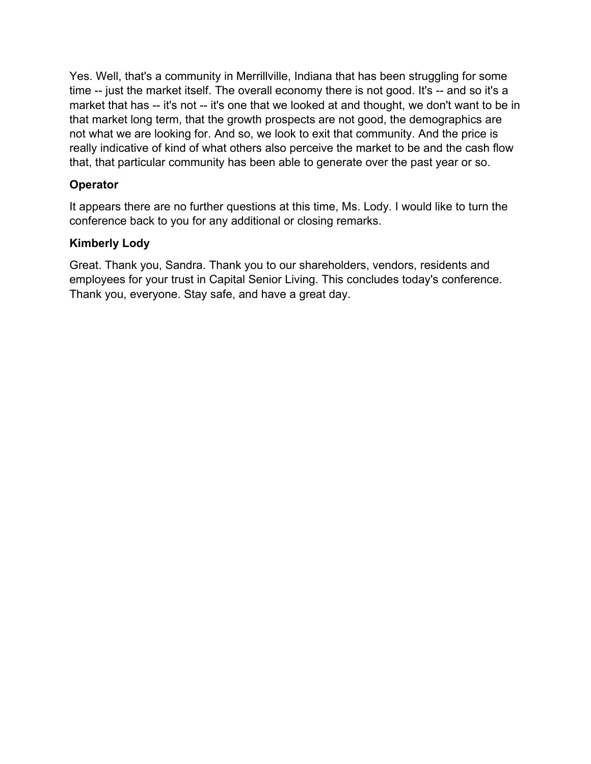Yes. Well, that's a community in Merrillville, Indiana that has been struggling for some time -- just the market itself. The overall economy there is not good. It's -- and so it's a market that has -- it's not -- it's one that we looked at and thought, we don't want to be in that market long term, that the growth prospects are not good, the demographics are not what we are looking for. And so, we look to exit that community. And the price is really indicative of kind of what others also perceive the market to be and the cash flow that, that particular community has been able to generate over the past year or so.

**Operator**

It appears there are no further questions at this time, Ms. Lody. I would like to turn the conference back to you for any additional or closing remarks.

**Kimberly Lody**

Great. Thank you, Sandra. Thank you to our shareholders, vendors, residents and employees for your trust in Capital Senior Living. This concludes today's conference. Thank you, everyone. Stay safe, and have a great day.